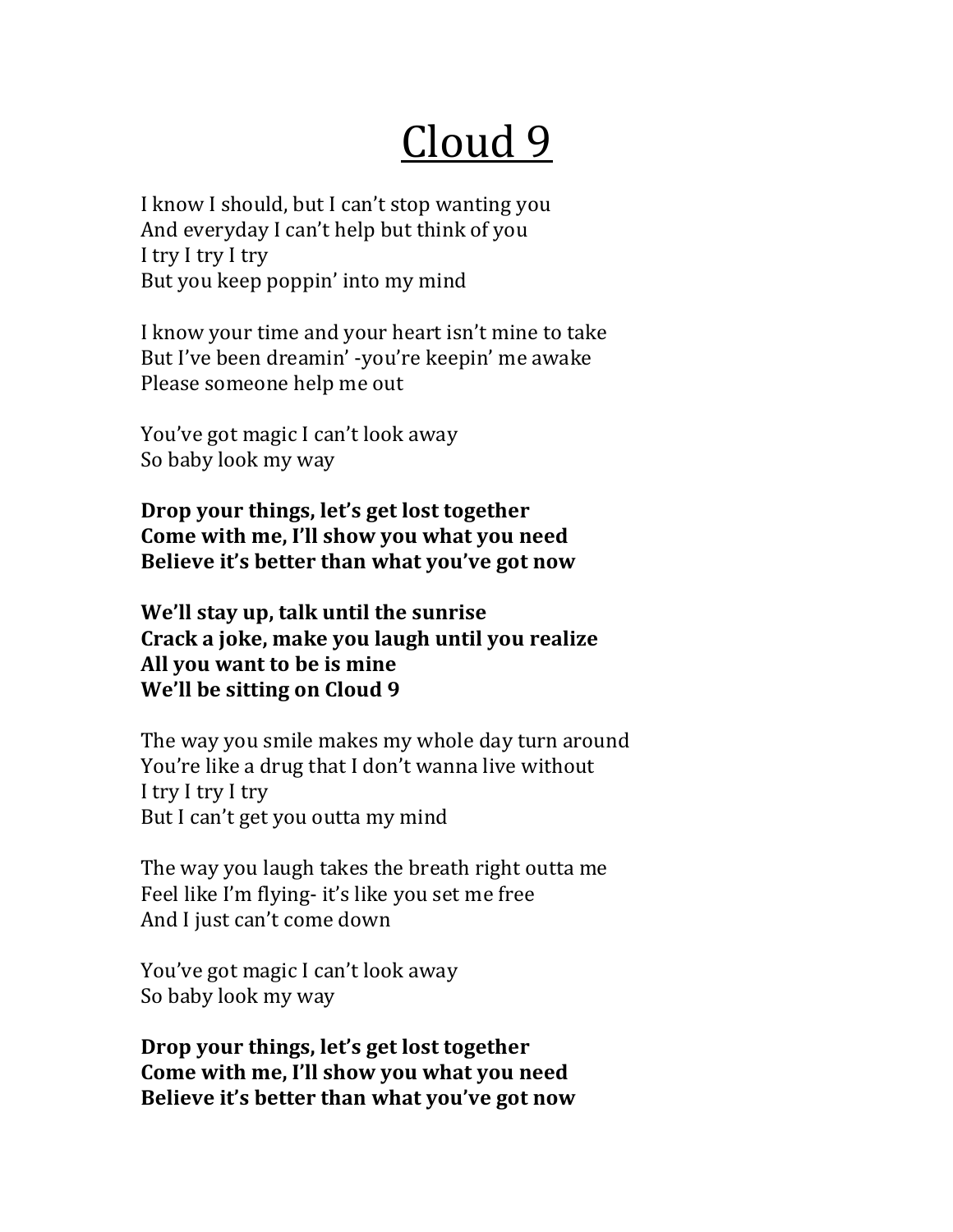# Cloud 9

I know I should, but I can't stop wanting you
And everyday I can't help but think of you
I try I try I try
But you keep poppin' into my mind

I know your time and your heart isn't mine to take
But I've been dreamin' -you're keepin' me awake
Please someone help me out

You've got magic I can't look away
So baby look my way

**Drop your things, let's get lost together**
**Come with me, I'll show you what you need**
**Believe it's better than what you've got now**

**We'll stay up, talk until the sunrise**
**Crack a joke, make you laugh until you realize**
**All you want to be is mine**
**We'll be sitting on Cloud 9**

The way you smile makes my whole day turn around
You're like a drug that I don't wanna live without
I try I try I try
But I can't get you outta my mind

The way you laugh takes the breath right outta me
Feel like I'm flying- it's like you set me free
And I just can't come down

You've got magic I can't look away
So baby look my way

**Drop your things, let's get lost together**
**Come with me, I'll show you what you need**
**Believe it's better than what you've got now**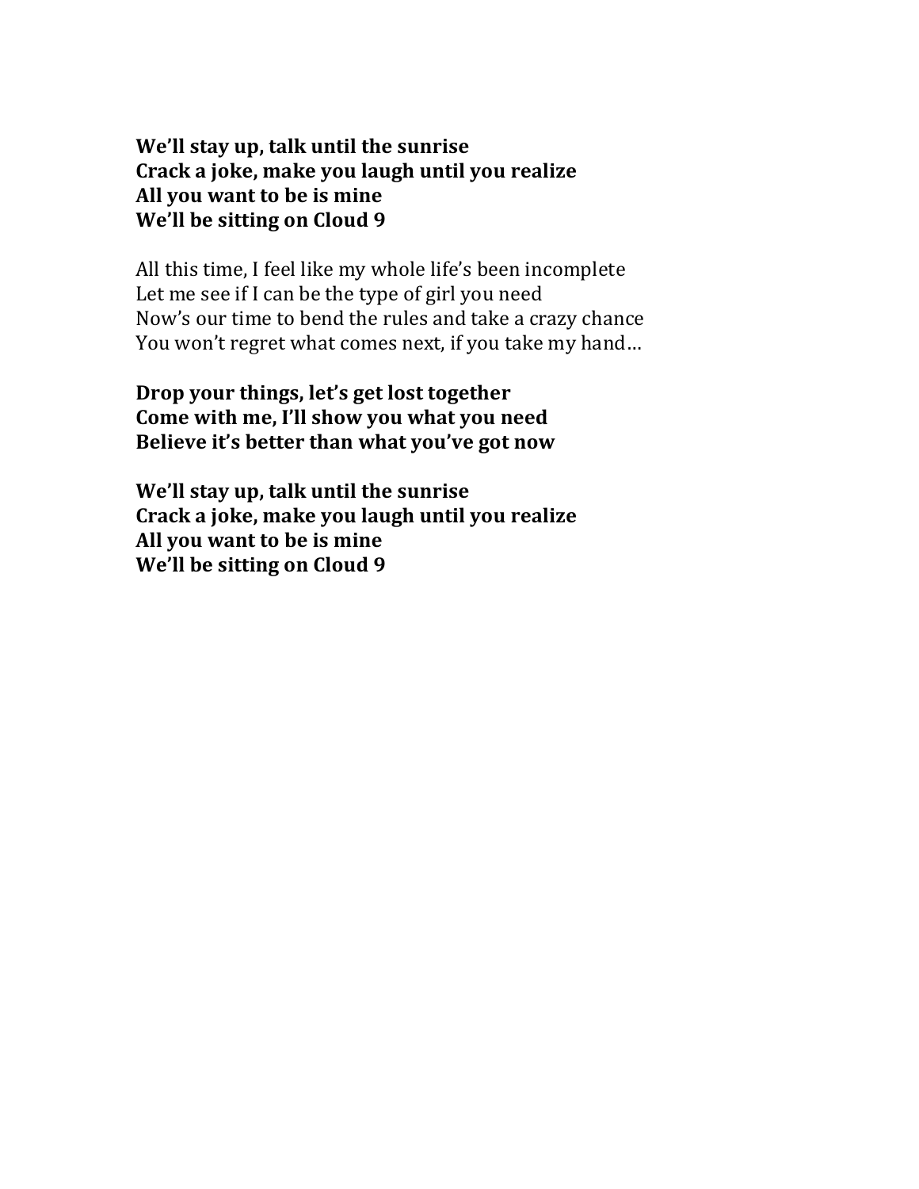**We'll stay up, talk until the sunrise**
**Crack a joke, make you laugh until you realize**
**All you want to be is mine**
**We'll be sitting on Cloud 9**

All this time, I feel like my whole life's been incomplete
Let me see if I can be the type of girl you need
Now's our time to bend the rules and take a crazy chance
You won't regret what comes next, if you take my hand…

**Drop your things, let's get lost together**
**Come with me, I'll show you what you need**
**Believe it's better than what you've got now**

**We'll stay up, talk until the sunrise**
**Crack a joke, make you laugh until you realize**
**All you want to be is mine**
**We'll be sitting on Cloud 9**